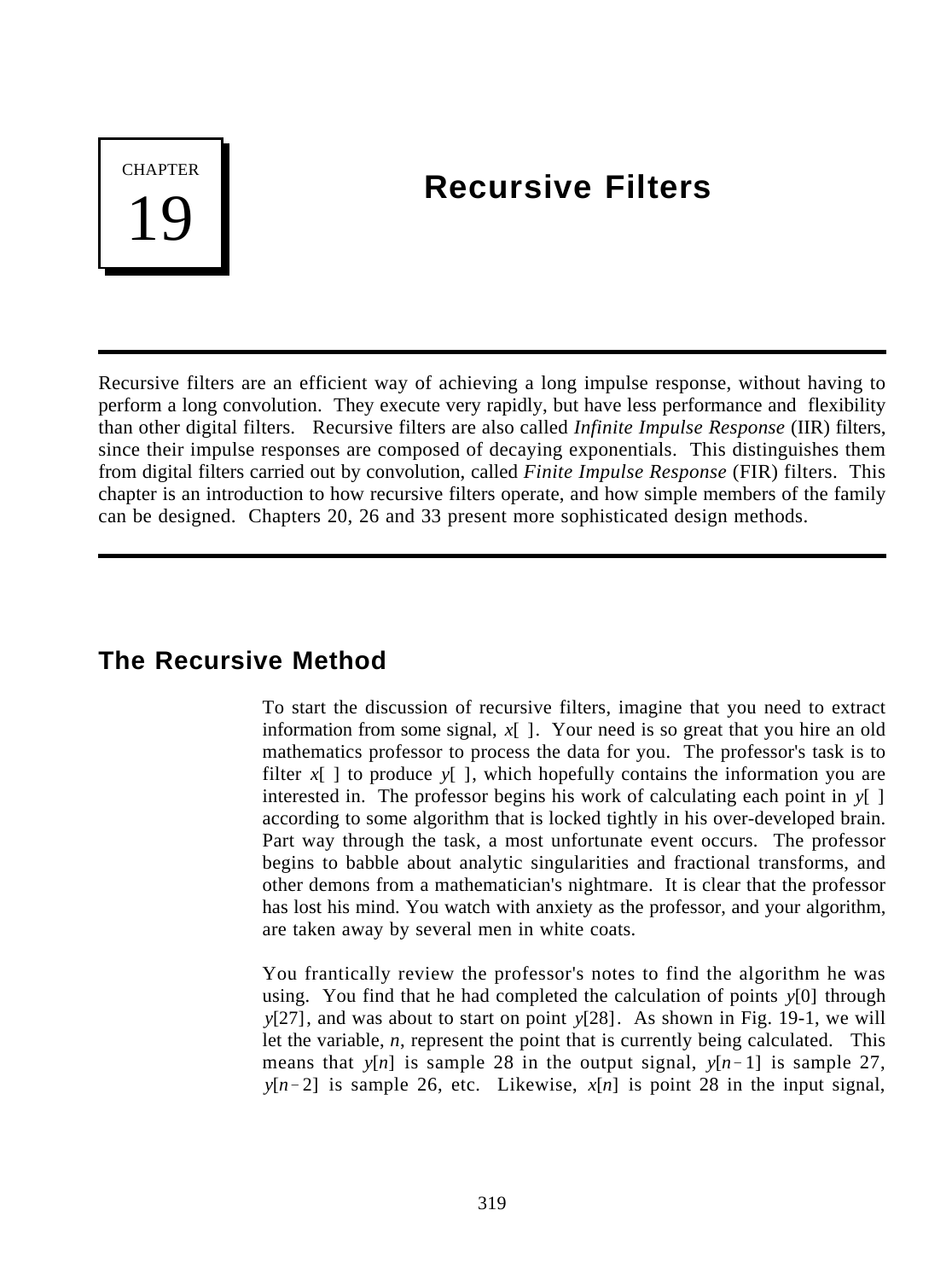# CHAPTER 19

# Recursive Filters

Recursive filters are an efficient way of achieving a long impulse response, without having to perform a long convolution. They execute very rapidly, but have less performance and flexibility than other digital filters. Recursive filters are also called *Infinite Impulse Response* (IIR) filters, since their impulse responses are composed of decaying exponentials. This distinguishes them from digital filters carried out by convolution, called *Finite Impulse Response* (FIR) filters. This chapter is an introduction to how recursive filters operate, and how simple members of the family can be designed. Chapters 20, 26 and 33 present more sophisticated design methods.

## The Recursive Method

To start the discussion of recursive filters, imagine that you need to extract information from some signal, $x[\ ]$. Your need is so great that you hire an old mathematics professor to process the data for you. The professor's task is to filter $x[\ ]$ to produce $y[\ ]$, which hopefully contains the information you are interested in. The professor begins his work of calculating each point in $y[\ ]$ according to some algorithm that is locked tightly in his over-developed brain. Part way through the task, a most unfortunate event occurs. The professor begins to babble about analytic singularities and fractional transforms, and other demons from a mathematician's nightmare. It is clear that the professor has lost his mind. You watch with anxiety as the professor, and your algorithm, are taken away by several men in white coats.

You frantically review the professor's notes to find the algorithm he was using. You find that he had completed the calculation of points $y[0]$ through $y[27]$, and was about to start on point $y[28]$. As shown in Fig. 19-1, we will let the variable, $n$, represent the point that is currently being calculated. This means that $y[n]$ is sample 28 in the output signal, $y[n-1]$ is sample 27, $y[n-2]$ is sample 26, etc. Likewise, $x[n]$ is point 28 in the input signal,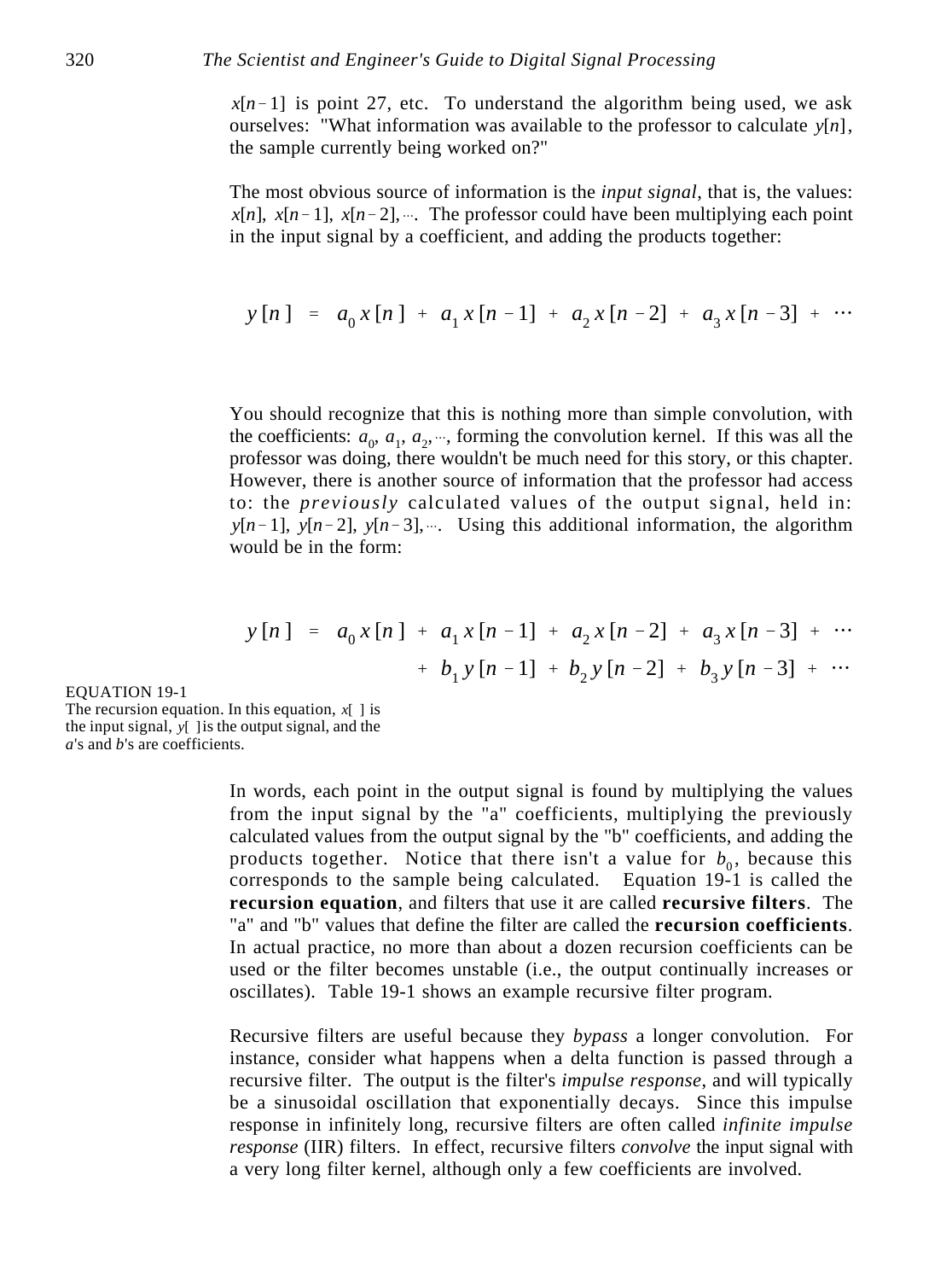$x[n-1]$ is point 27, etc. To understand the algorithm being used, we ask ourselves: "What information was available to the professor to calculate $y[n]$, the sample currently being worked on?"

The most obvious source of information is the *input signal*, that is, the values: $x[n]$, $x[n-1]$, $x[n-2]$, $\cdots$. The professor could have been multiplying each point in the input signal by a coefficient, and adding the products together:

$$y[n] = a_0 x[n] + a_1 x[n-1] + a_2 x[n-2] + a_3 x[n-3] + \cdots$$

You should recognize that this is nothing more than simple convolution, with the coefficients: $a_0$, $a_1$, $a_2$, $\cdots$, forming the convolution kernel. If this was all the professor was doing, there wouldn't be much need for this story, or this chapter. However, there is another source of information that the professor had access to: the *previously* calculated values of the output signal, held in: $y[n-1]$, $y[n-2]$, $y[n-3]$, $\cdots$. Using this additional information, the algorithm would be in the form:

$$y[n] = a_0 x[n] + a_1 x[n-1] + a_2 x[n-2] + a_3 x[n-3] + \cdots$$
$$+ b_1 y[n-1] + b_2 y[n-2] + b_3 y[n-3] + \cdots$$

EQUATION 19-1
The recursion equation. In this equation, $x[\ ]$ is the input signal, $y[\ ]$ is the output signal, and the *a*'s and *b*'s are coefficients.

In words, each point in the output signal is found by multiplying the values from the input signal by the "a" coefficients, multiplying the previously calculated values from the output signal by the "b" coefficients, and adding the products together. Notice that there isn't a value for $b_0$, because this corresponds to the sample being calculated. Equation 19-1 is called the **recursion equation**, and filters that use it are called **recursive filters**. The "a" and "b" values that define the filter are called the **recursion coefficients**. In actual practice, no more than about a dozen recursion coefficients can be used or the filter becomes unstable (i.e., the output continually increases or oscillates). Table 19-1 shows an example recursive filter program.

Recursive filters are useful because they *bypass* a longer convolution. For instance, consider what happens when a delta function is passed through a recursive filter. The output is the filter's *impulse response*, and will typically be a sinusoidal oscillation that exponentially decays. Since this impulse response in infinitely long, recursive filters are often called *infinite impulse response* (IIR) filters. In effect, recursive filters *convolve* the input signal with a very long filter kernel, although only a few coefficients are involved.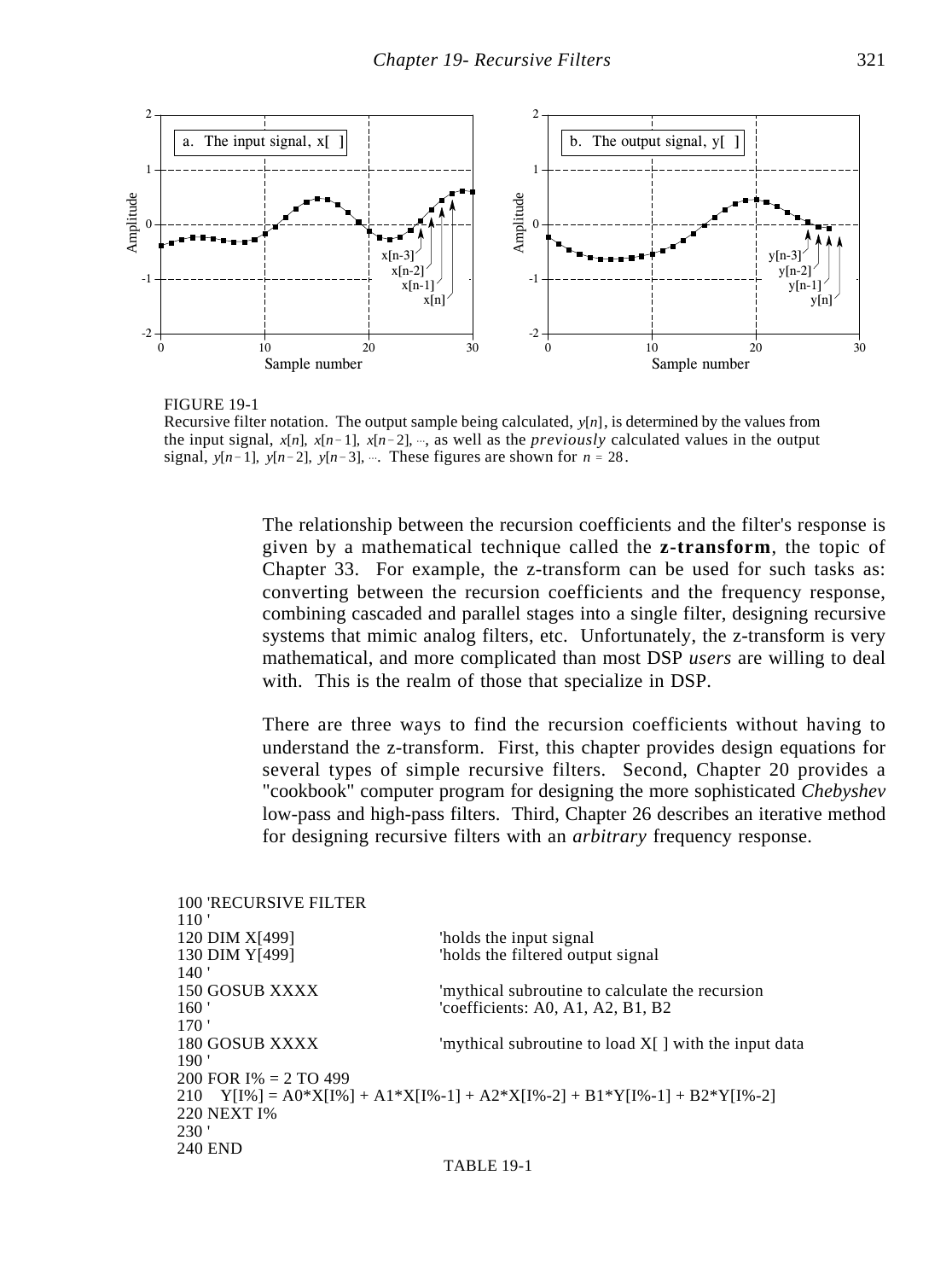FIGURE 19-1
Recursive filter notation. The output sample being calculated, $y[n]$, is determined by the values from the input signal, $x[n]$, $x[n-1]$, $x[n-2]$, $\cdots$, as well as the *previously* calculated values in the output signal, $y[n-1]$, $y[n-2]$, $y[n-3]$, $\cdots$. These figures are shown for $n = 28$.

The relationship between the recursion coefficients and the filter's response is given by a mathematical technique called the **z-transform**, the topic of Chapter 33. For example, the z-transform can be used for such tasks as: converting between the recursion coefficients and the frequency response, combining cascaded and parallel stages into a single filter, designing recursive systems that mimic analog filters, etc. Unfortunately, the z-transform is very mathematical, and more complicated than most DSP *users* are willing to deal with. This is the realm of those that specialize in DSP.

There are three ways to find the recursion coefficients without having to understand the z-transform. First, this chapter provides design equations for several types of simple recursive filters. Second, Chapter 20 provides a "cookbook" computer program for designing the more sophisticated *Chebyshev* low-pass and high-pass filters. Third, Chapter 26 describes an iterative method for designing recursive filters with an *arbitrary* frequency response.

```
100 'RECURSIVE FILTER
110 '
120 DIM X[499]                    'holds the input signal
130 DIM Y[499]                    'holds the filtered output signal
140 '
150 GOSUB XXXX                    'mythical subroutine to calculate the recursion
160 '                             'coefficients: A0, A1, A2, B1, B2
170 '
180 GOSUB XXXX                    'mythical subroutine to load X[ ] with the input data
190 '
200 FOR I% = 2 TO 499
210   Y[I%] = A0*X[I%] + A1*X[I%-1] + A2*X[I%-2] + B1*Y[I%-1] + B2*Y[I%-2]
220 NEXT I%
230 '
240 END
```

TABLE 19-1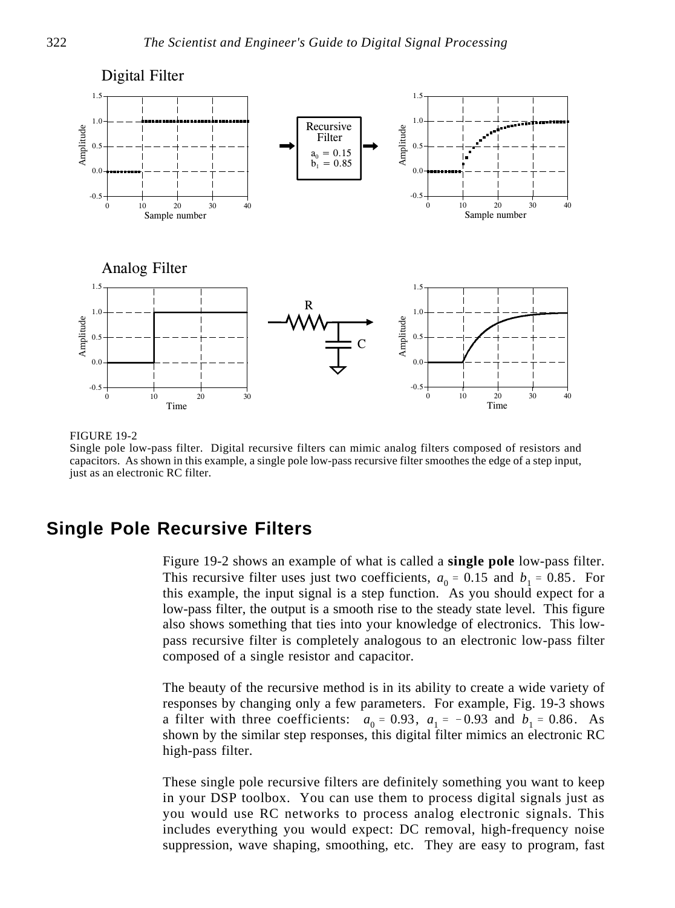FIGURE 19-2
Single pole low-pass filter. Digital recursive filters can mimic analog filters composed of resistors and capacitors. As shown in this example, a single pole low-pass recursive filter smoothes the edge of a step input, just as an electronic RC filter.

## Single Pole Recursive Filters

Figure 19-2 shows an example of what is called a **single pole** low-pass filter. This recursive filter uses just two coefficients, $a_0 = 0.15$ and $b_1 = 0.85$. For this example, the input signal is a step function. As you should expect for a low-pass filter, the output is a smooth rise to the steady state level. This figure also shows something that ties into your knowledge of electronics. This low-pass recursive filter is completely analogous to an electronic low-pass filter composed of a single resistor and capacitor.

The beauty of the recursive method is in its ability to create a wide variety of responses by changing only a few parameters. For example, Fig. 19-3 shows a filter with three coefficients: $a_0 = 0.93$, $a_1 = -0.93$ and $b_1 = 0.86$. As shown by the similar step responses, this digital filter mimics an electronic RC high-pass filter.

These single pole recursive filters are definitely something you want to keep in your DSP toolbox. You can use them to process digital signals just as you would use RC networks to process analog electronic signals. This includes everything you would expect: DC removal, high-frequency noise suppression, wave shaping, smoothing, etc. They are easy to program, fast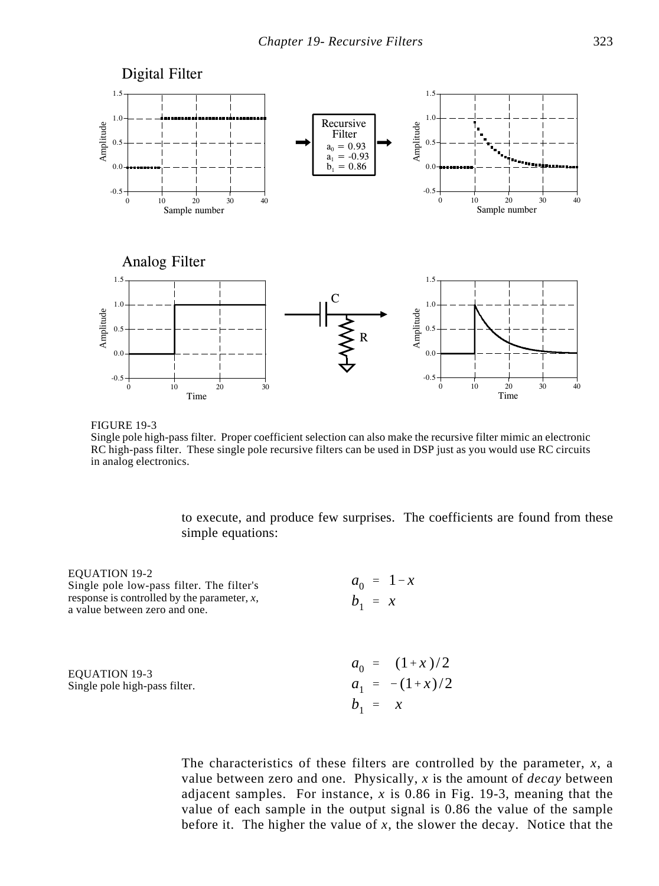FIGURE 19-3
Single pole high-pass filter. Proper coefficient selection can also make the recursive filter mimic an electronic RC high-pass filter. These single pole recursive filters can be used in DSP just as you would use RC circuits in analog electronics.

to execute, and produce few surprises. The coefficients are found from these simple equations:

EQUATION 19-2
Single pole low-pass filter. The filter's response is controlled by the parameter, *x*, a value between zero and one.

$$a_0 = 1 - x$$
$$b_1 = x$$

EQUATION 19-3
Single pole high-pass filter.

$$a_0 = (1+x)/2$$
$$a_1 = -(1+x)/2$$
$$b_1 = x$$

The characteristics of these filters are controlled by the parameter, $x$, a value between zero and one. Physically, $x$ is the amount of *decay* between adjacent samples. For instance, $x$ is 0.86 in Fig. 19-3, meaning that the value of each sample in the output signal is 0.86 the value of the sample before it. The higher the value of $x$, the slower the decay. Notice that the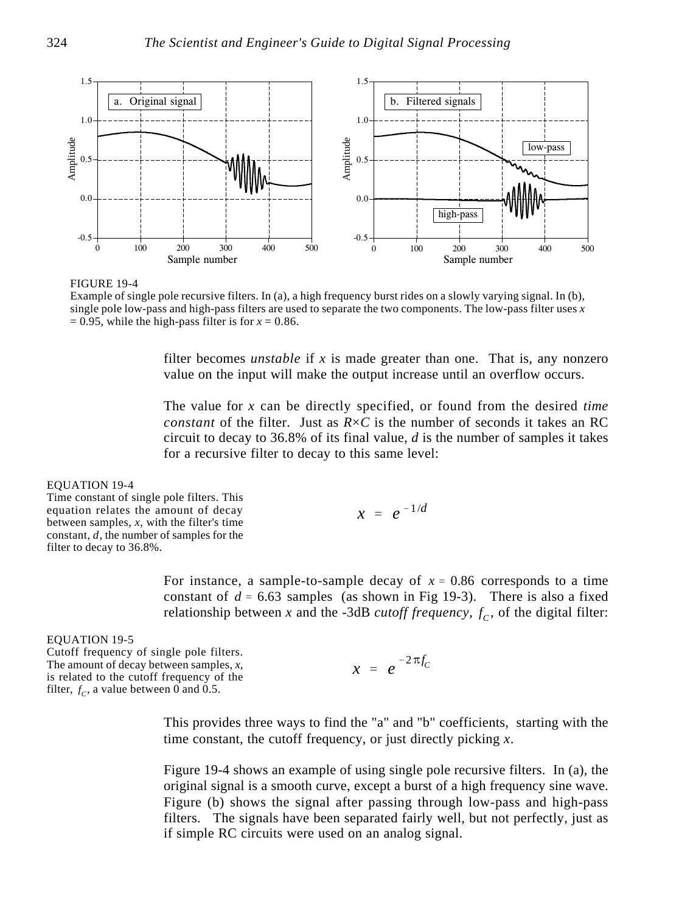FIGURE 19-4
Example of single pole recursive filters. In (a), a high frequency burst rides on a slowly varying signal. In (b), single pole low-pass and high-pass filters are used to separate the two components. The low-pass filter uses $x = 0.95$, while the high-pass filter is for $x = 0.86$.

filter becomes *unstable* if $x$ is made greater than one. That is, any nonzero value on the input will make the output increase until an overflow occurs.

The value for $x$ can be directly specified, or found from the desired *time constant* of the filter. Just as $R \times C$ is the number of seconds it takes an RC circuit to decay to 36.8% of its final value, $d$ is the number of samples it takes for a recursive filter to decay to this same level:

EQUATION 19-4
Time constant of single pole filters. This equation relates the amount of decay between samples, $x$, with the filter's time constant, $d$, the number of samples for the filter to decay to 36.8%.

$$x = e^{-1/d}$$

For instance, a sample-to-sample decay of $x = 0.86$ corresponds to a time constant of $d = 6.63$ samples (as shown in Fig 19-3). There is also a fixed relationship between $x$ and the -3dB *cutoff frequency*, $f_C$, of the digital filter:

EQUATION 19-5
Cutoff frequency of single pole filters. The amount of decay between samples, $x$, is related to the cutoff frequency of the filter, $f_C$, a value between 0 and 0.5.

$$x = e^{-2\pi f_C}$$

This provides three ways to find the "a" and "b" coefficients, starting with the time constant, the cutoff frequency, or just directly picking $x$.

Figure 19-4 shows an example of using single pole recursive filters. In (a), the original signal is a smooth curve, except a burst of a high frequency sine wave. Figure (b) shows the signal after passing through low-pass and high-pass filters. The signals have been separated fairly well, but not perfectly, just as if simple RC circuits were used on an analog signal.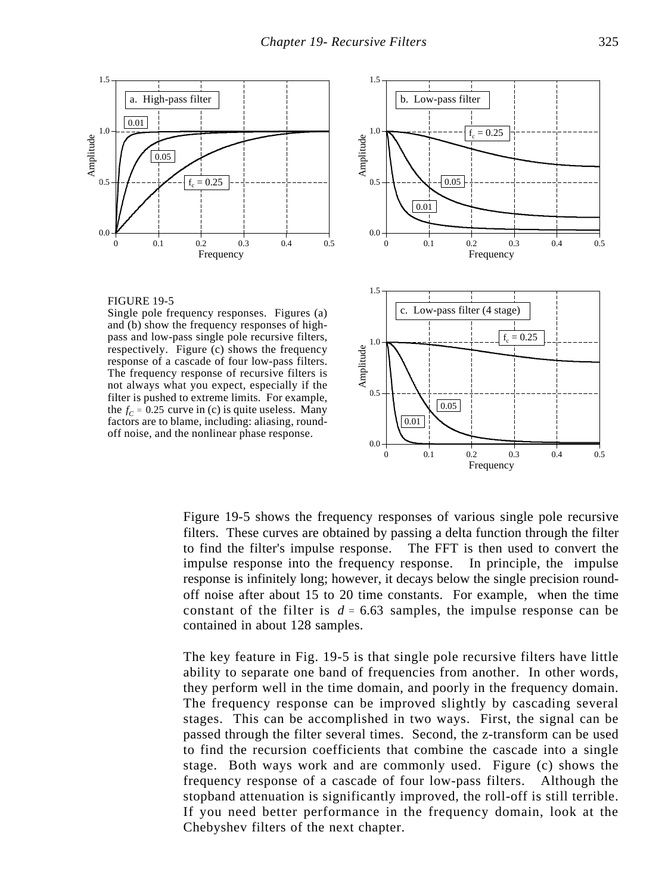FIGURE 19-5
Single pole frequency responses. Figures (a) and (b) show the frequency responses of high-pass and low-pass single pole recursive filters, respectively. Figure (c) shows the frequency response of a cascade of four low-pass filters. The frequency response of recursive filters is not always what you expect, especially if the filter is pushed to extreme limits. For example, the $f_C = 0.25$ curve in (c) is quite useless. Many factors are to blame, including: aliasing, round-off noise, and the nonlinear phase response.

Figure 19-5 shows the frequency responses of various single pole recursive filters. These curves are obtained by passing a delta function through the filter to find the filter's impulse response. The FFT is then used to convert the impulse response into the frequency response. In principle, the impulse response is infinitely long; however, it decays below the single precision round-off noise after about 15 to 20 time constants. For example, when the time constant of the filter is $d = 6.63$ samples, the impulse response can be contained in about 128 samples.

The key feature in Fig. 19-5 is that single pole recursive filters have little ability to separate one band of frequencies from another. In other words, they perform well in the time domain, and poorly in the frequency domain. The frequency response can be improved slightly by cascading several stages. This can be accomplished in two ways. First, the signal can be passed through the filter several times. Second, the z-transform can be used to find the recursion coefficients that combine the cascade into a single stage. Both ways work and are commonly used. Figure (c) shows the frequency response of a cascade of four low-pass filters. Although the stopband attenuation is significantly improved, the roll-off is still terrible. If you need better performance in the frequency domain, look at the Chebyshev filters of the next chapter.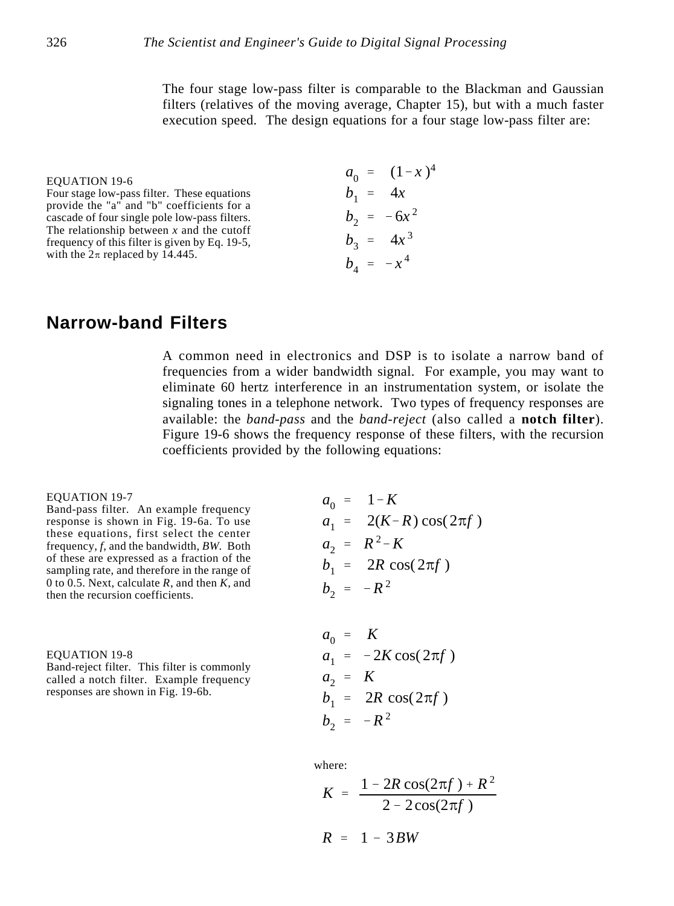The four stage low-pass filter is comparable to the Blackman and Gaussian filters (relatives of the moving average, Chapter 15), but with a much faster execution speed. The design equations for a four stage low-pass filter are:

EQUATION 19-6
Four stage low-pass filter. These equations provide the "a" and "b" coefficients for a cascade of four single pole low-pass filters. The relationship between *x* and the cutoff frequency of this filter is given by Eq. 19-5, with the $2\pi$ replaced by 14.445.

$$
\begin{aligned}
a_0 &= (1-x)^4 \\
b_1 &= 4x \\
b_2 &= -6x^2 \\
b_3 &= 4x^3 \\
b_4 &= -x^4
\end{aligned}
$$

## Narrow-band Filters

A common need in electronics and DSP is to isolate a narrow band of frequencies from a wider bandwidth signal. For example, you may want to eliminate 60 hertz interference in an instrumentation system, or isolate the signaling tones in a telephone network. Two types of frequency responses are available: the *band-pass* and the *band-reject* (also called a **notch filter**). Figure 19-6 shows the frequency response of these filters, with the recursion coefficients provided by the following equations:

EQUATION 19-7
Band-pass filter. An example frequency response is shown in Fig. 19-6a. To use these equations, first select the center frequency, *f*, and the bandwidth, *BW*. Both of these are expressed as a fraction of the sampling rate, and therefore in the range of 0 to 0.5. Next, calculate *R*, and then *K*, and then the recursion coefficients.

$$
\begin{aligned}
a_0 &= 1-K \\
a_1 &= 2(K-R)\cos(2\pi f) \\
a_2 &= R^2-K \\
b_1 &= 2R\cos(2\pi f) \\
b_2 &= -R^2
\end{aligned}
$$

EQUATION 19-8
Band-reject filter. This filter is commonly called a notch filter. Example frequency responses are shown in Fig. 19-6b.

$$
\begin{aligned}
a_0 &= K \\
a_1 &= -2K\cos(2\pi f) \\
a_2 &= K \\
b_1 &= 2R\cos(2\pi f) \\
b_2 &= -R^2
\end{aligned}
$$

where:

$$
K = \frac{1 - 2R\cos(2\pi f) + R^2}{2 - 2\cos(2\pi f)}
$$

$$
R = 1 - 3BW
$$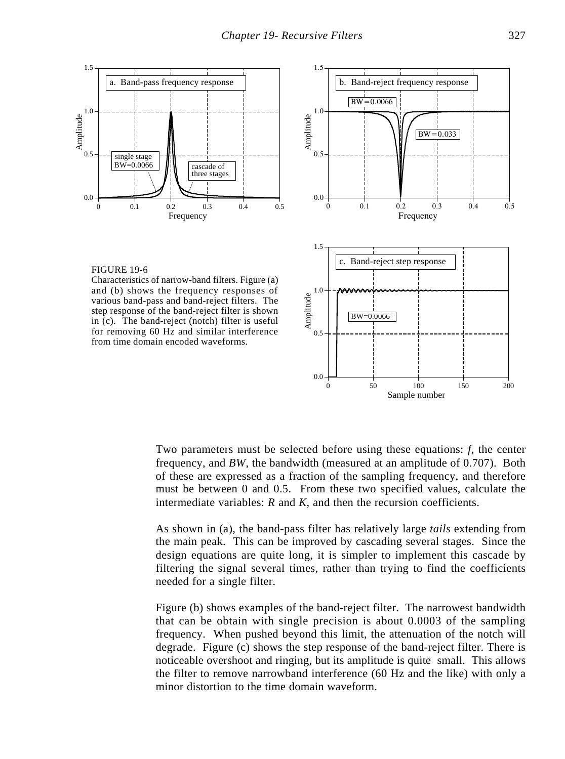FIGURE 19-6
Characteristics of narrow-band filters. Figure (a) and (b) shows the frequency responses of various band-pass and band-reject filters. The step response of the band-reject filter is shown in (c). The band-reject (notch) filter is useful for removing 60 Hz and similar interference from time domain encoded waveforms.

Two parameters must be selected before using these equations: $f$, the center frequency, and $BW$, the bandwidth (measured at an amplitude of 0.707). Both of these are expressed as a fraction of the sampling frequency, and therefore must be between 0 and 0.5. From these two specified values, calculate the intermediate variables: $R$ and $K$, and then the recursion coefficients.

As shown in (a), the band-pass filter has relatively large *tails* extending from the main peak. This can be improved by cascading several stages. Since the design equations are quite long, it is simpler to implement this cascade by filtering the signal several times, rather than trying to find the coefficients needed for a single filter.

Figure (b) shows examples of the band-reject filter. The narrowest bandwidth that can be obtain with single precision is about 0.0003 of the sampling frequency. When pushed beyond this limit, the attenuation of the notch will degrade. Figure (c) shows the step response of the band-reject filter. There is noticeable overshoot and ringing, but its amplitude is quite small. This allows the filter to remove narrowband interference (60 Hz and the like) with only a minor distortion to the time domain waveform.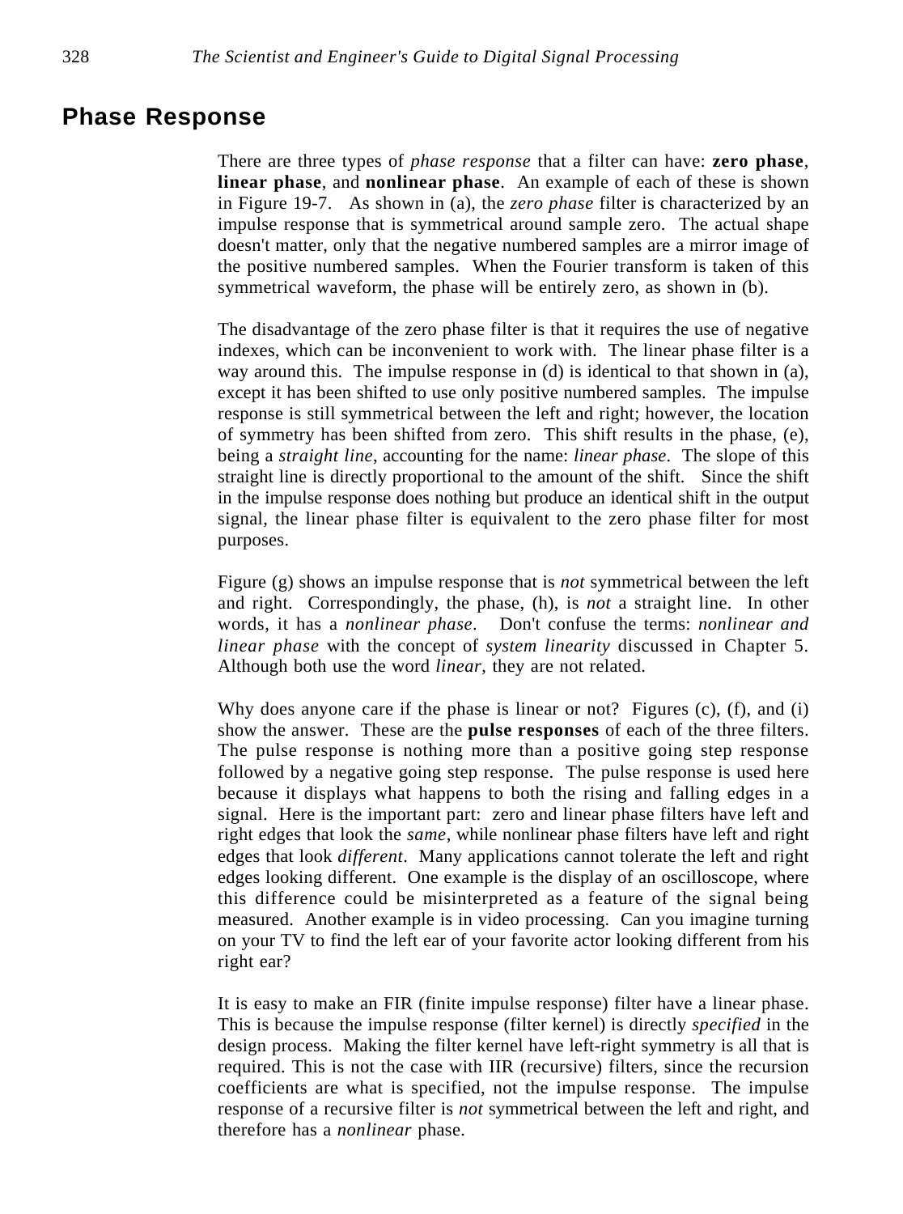## Phase Response

There are three types of *phase response* that a filter can have: **zero phase**, **linear phase**, and **nonlinear phase**. An example of each of these is shown in Figure 19-7. As shown in (a), the *zero phase* filter is characterized by an impulse response that is symmetrical around sample zero. The actual shape doesn't matter, only that the negative numbered samples are a mirror image of the positive numbered samples. When the Fourier transform is taken of this symmetrical waveform, the phase will be entirely zero, as shown in (b).

The disadvantage of the zero phase filter is that it requires the use of negative indexes, which can be inconvenient to work with. The linear phase filter is a way around this. The impulse response in (d) is identical to that shown in (a), except it has been shifted to use only positive numbered samples. The impulse response is still symmetrical between the left and right; however, the location of symmetry has been shifted from zero. This shift results in the phase, (e), being a *straight line*, accounting for the name: *linear phase*. The slope of this straight line is directly proportional to the amount of the shift. Since the shift in the impulse response does nothing but produce an identical shift in the output signal, the linear phase filter is equivalent to the zero phase filter for most purposes.

Figure (g) shows an impulse response that is *not* symmetrical between the left and right. Correspondingly, the phase, (h), is *not* a straight line. In other words, it has a *nonlinear phase*. Don't confuse the terms: *nonlinear and linear phase* with the concept of *system linearity* discussed in Chapter 5. Although both use the word *linear*, they are not related.

Why does anyone care if the phase is linear or not? Figures (c), (f), and (i) show the answer. These are the **pulse responses** of each of the three filters. The pulse response is nothing more than a positive going step response followed by a negative going step response. The pulse response is used here because it displays what happens to both the rising and falling edges in a signal. Here is the important part: zero and linear phase filters have left and right edges that look the *same*, while nonlinear phase filters have left and right edges that look *different*. Many applications cannot tolerate the left and right edges looking different. One example is the display of an oscilloscope, where this difference could be misinterpreted as a feature of the signal being measured. Another example is in video processing. Can you imagine turning on your TV to find the left ear of your favorite actor looking different from his right ear?

It is easy to make an FIR (finite impulse response) filter have a linear phase. This is because the impulse response (filter kernel) is directly *specified* in the design process. Making the filter kernel have left-right symmetry is all that is required. This is not the case with IIR (recursive) filters, since the recursion coefficients are what is specified, not the impulse response. The impulse response of a recursive filter is *not* symmetrical between the left and right, and therefore has a *nonlinear* phase.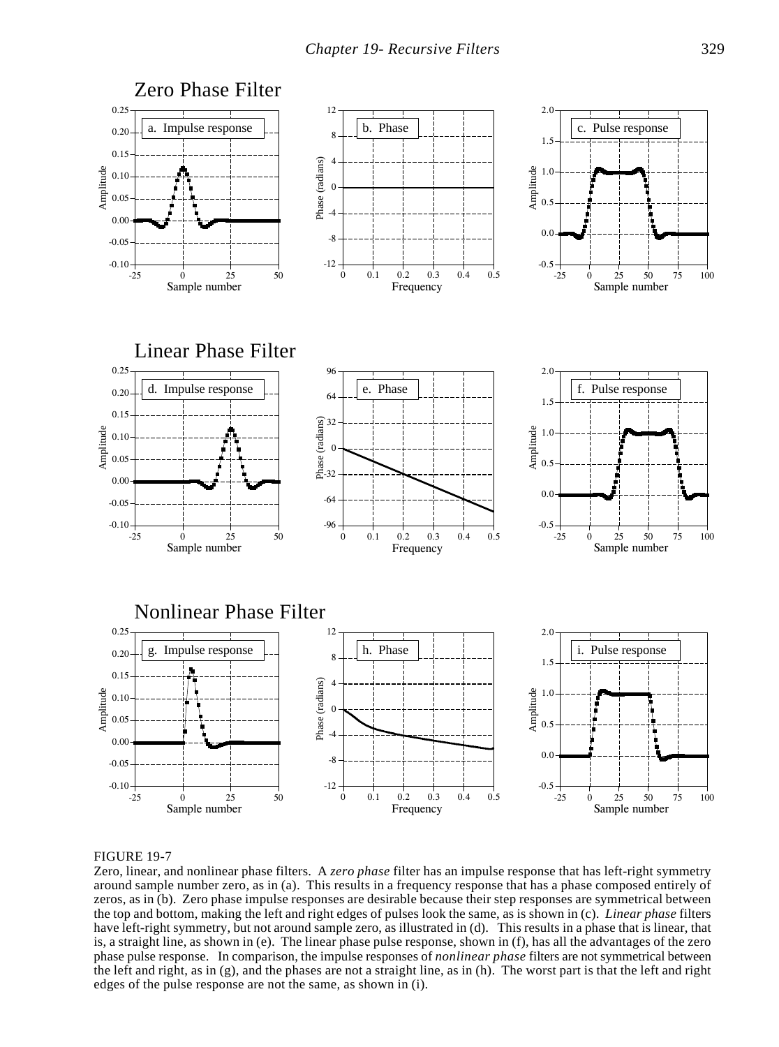Zero Phase Filter

Linear Phase Filter

Nonlinear Phase Filter

FIGURE 19-7
Zero, linear, and nonlinear phase filters. A *zero phase* filter has an impulse response that has left-right symmetry around sample number zero, as in (a). This results in a frequency response that has a phase composed entirely of zeros, as in (b). Zero phase impulse responses are desirable because their step responses are symmetrical between the top and bottom, making the left and right edges of pulses look the same, as is shown in (c). *Linear phase* filters have left-right symmetry, but not around sample zero, as illustrated in (d). This results in a phase that is linear, that is, a straight line, as shown in (e). The linear phase pulse response, shown in (f), has all the advantages of the zero phase pulse response. In comparison, the impulse responses of *nonlinear phase* filters are not symmetrical between the left and right, as in (g), and the phases are not a straight line, as in (h). The worst part is that the left and right edges of the pulse response are not the same, as shown in (i).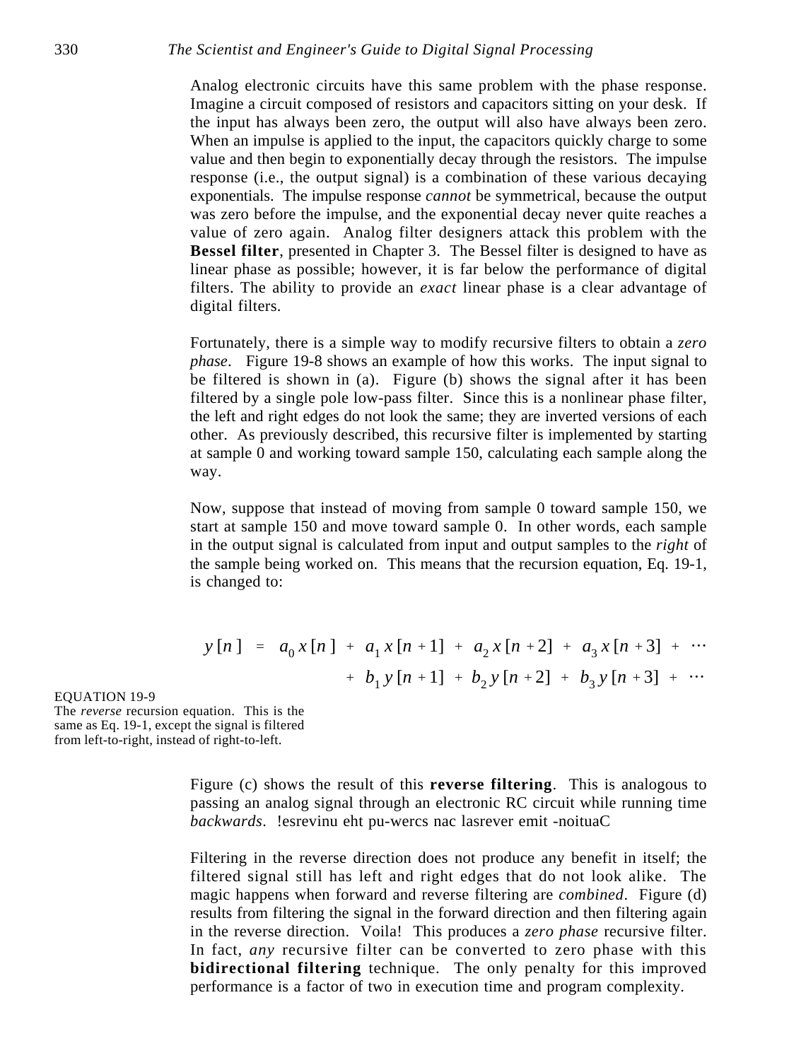Analog electronic circuits have this same problem with the phase response. Imagine a circuit composed of resistors and capacitors sitting on your desk. If the input has always been zero, the output will also have always been zero. When an impulse is applied to the input, the capacitors quickly charge to some value and then begin to exponentially decay through the resistors. The impulse response (i.e., the output signal) is a combination of these various decaying exponentials. The impulse response *cannot* be symmetrical, because the output was zero before the impulse, and the exponential decay never quite reaches a value of zero again. Analog filter designers attack this problem with the **Bessel filter**, presented in Chapter 3. The Bessel filter is designed to have as linear phase as possible; however, it is far below the performance of digital filters. The ability to provide an *exact* linear phase is a clear advantage of digital filters.

Fortunately, there is a simple way to modify recursive filters to obtain a *zero phase*. Figure 19-8 shows an example of how this works. The input signal to be filtered is shown in (a). Figure (b) shows the signal after it has been filtered by a single pole low-pass filter. Since this is a nonlinear phase filter, the left and right edges do not look the same; they are inverted versions of each other. As previously described, this recursive filter is implemented by starting at sample 0 and working toward sample 150, calculating each sample along the way.

Now, suppose that instead of moving from sample 0 toward sample 150, we start at sample 150 and move toward sample 0. In other words, each sample in the output signal is calculated from input and output samples to the *right* of the sample being worked on. This means that the recursion equation, Eq. 19-1, is changed to:

$$
\begin{aligned}
y[n] = \; & a_0 x[n] + a_1 x[n+1] + a_2 x[n+2] + a_3 x[n+3] + \cdots \\
& + b_1 y[n+1] + b_2 y[n+2] + b_3 y[n+3] + \cdots
\end{aligned}
$$

EQUATION 19-9
The *reverse* recursion equation. This is the same as Eq. 19-1, except the signal is filtered from left-to-right, instead of right-to-left.

Figure (c) shows the result of this **reverse filtering**. This is analogous to passing an analog signal through an electronic RC circuit while running time *backwards*. !esrevinu eht pu-wercs nac lasrever emit -noituaC

Filtering in the reverse direction does not produce any benefit in itself; the filtered signal still has left and right edges that do not look alike. The magic happens when forward and reverse filtering are *combined*. Figure (d) results from filtering the signal in the forward direction and then filtering again in the reverse direction. Voila! This produces a *zero phase* recursive filter. In fact, *any* recursive filter can be converted to zero phase with this **bidirectional filtering** technique. The only penalty for this improved performance is a factor of two in execution time and program complexity.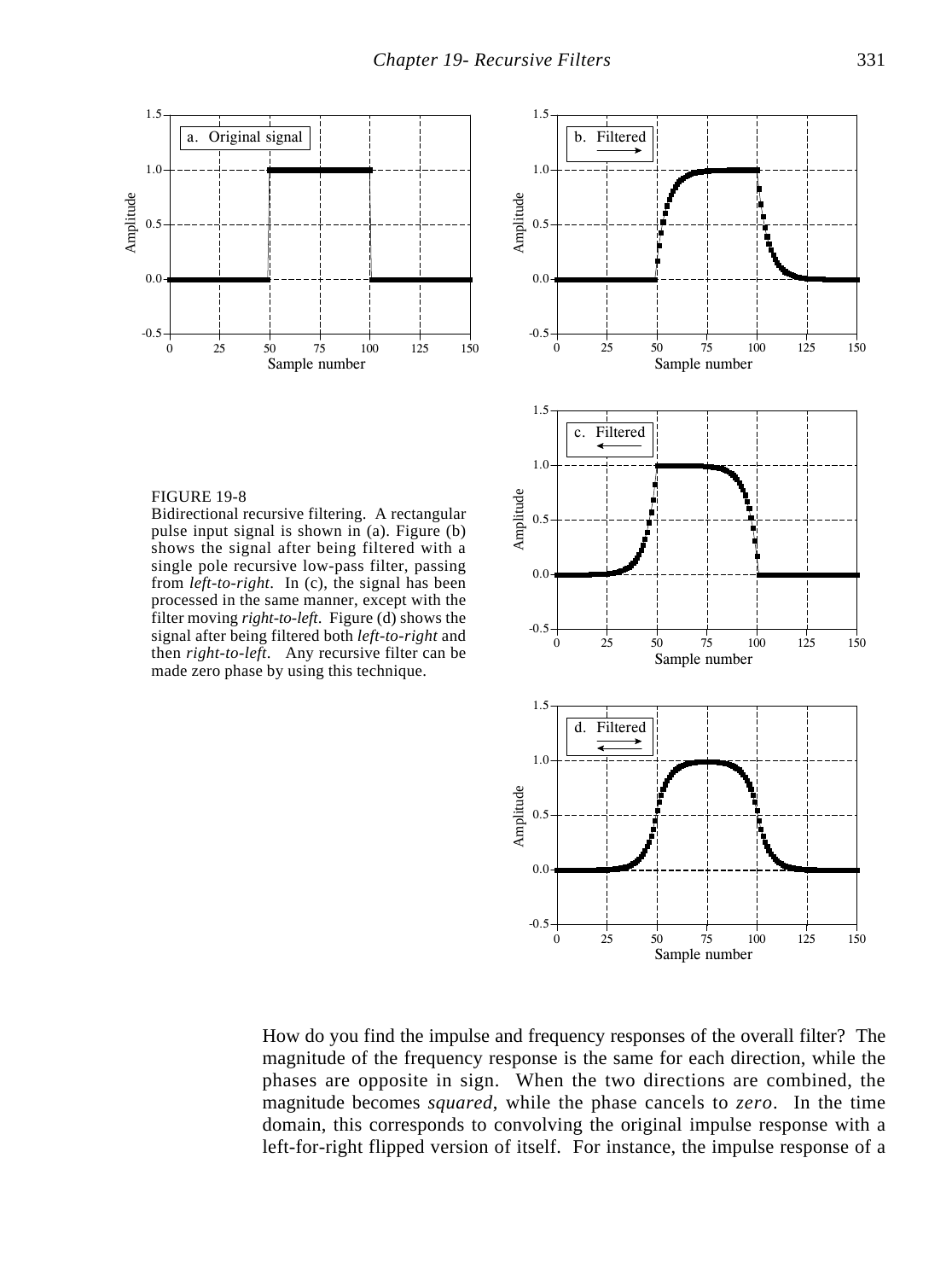FIGURE 19-8
Bidirectional recursive filtering. A rectangular pulse input signal is shown in (a). Figure (b) shows the signal after being filtered with a single pole recursive low-pass filter, passing from *left-to-right*. In (c), the signal has been processed in the same manner, except with the filter moving *right-to-left*. Figure (d) shows the signal after being filtered both *left-to-right* and then *right-to-left*. Any recursive filter can be made zero phase by using this technique.

How do you find the impulse and frequency responses of the overall filter? The magnitude of the frequency response is the same for each direction, while the phases are opposite in sign. When the two directions are combined, the magnitude becomes *squared*, while the phase cancels to *zero*. In the time domain, this corresponds to convolving the original impulse response with a left-for-right flipped version of itself. For instance, the impulse response of a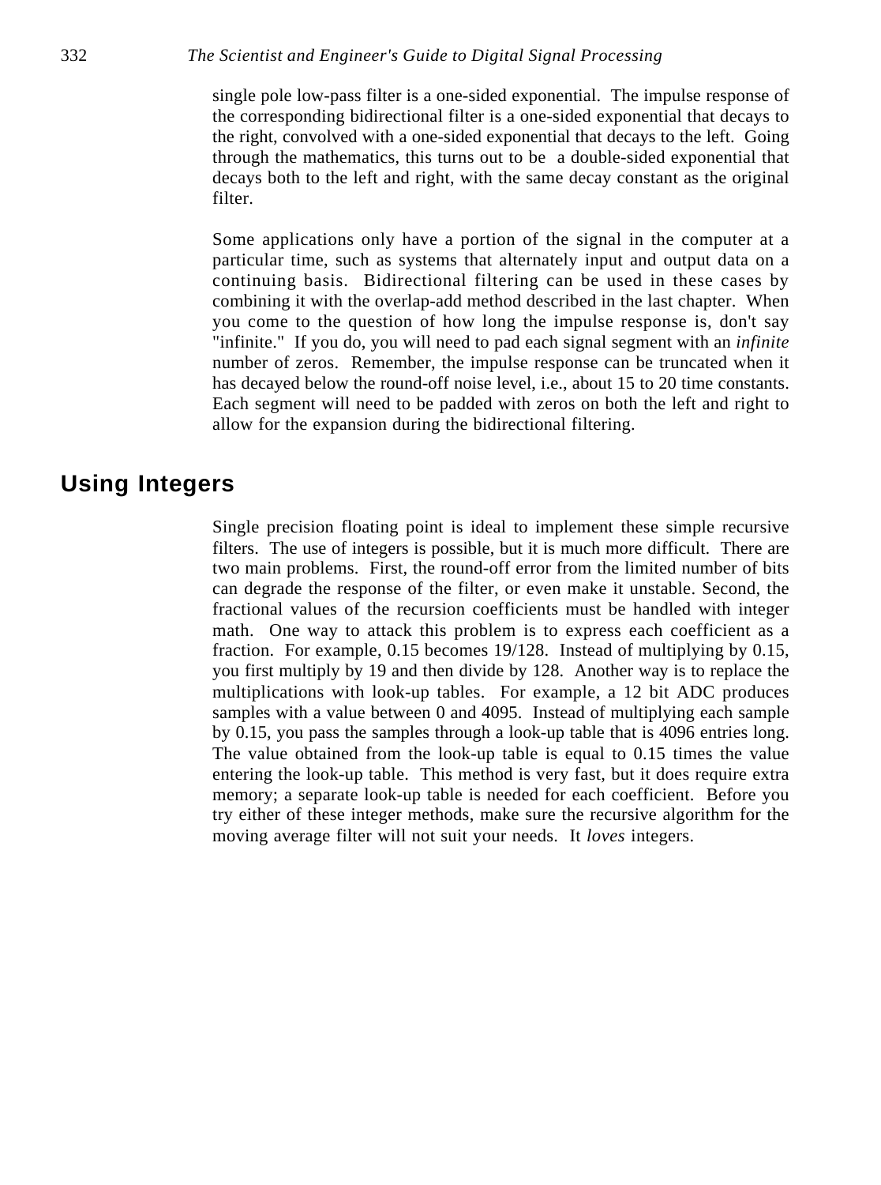single pole low-pass filter is a one-sided exponential. The impulse response of the corresponding bidirectional filter is a one-sided exponential that decays to the right, convolved with a one-sided exponential that decays to the left. Going through the mathematics, this turns out to be a double-sided exponential that decays both to the left and right, with the same decay constant as the original filter.

Some applications only have a portion of the signal in the computer at a particular time, such as systems that alternately input and output data on a continuing basis. Bidirectional filtering can be used in these cases by combining it with the overlap-add method described in the last chapter. When you come to the question of how long the impulse response is, don't say "infinite." If you do, you will need to pad each signal segment with an *infinite* number of zeros. Remember, the impulse response can be truncated when it has decayed below the round-off noise level, i.e., about 15 to 20 time constants. Each segment will need to be padded with zeros on both the left and right to allow for the expansion during the bidirectional filtering.

## Using Integers

Single precision floating point is ideal to implement these simple recursive filters. The use of integers is possible, but it is much more difficult. There are two main problems. First, the round-off error from the limited number of bits can degrade the response of the filter, or even make it unstable. Second, the fractional values of the recursion coefficients must be handled with integer math. One way to attack this problem is to express each coefficient as a fraction. For example, 0.15 becomes 19/128. Instead of multiplying by 0.15, you first multiply by 19 and then divide by 128. Another way is to replace the multiplications with look-up tables. For example, a 12 bit ADC produces samples with a value between 0 and 4095. Instead of multiplying each sample by 0.15, you pass the samples through a look-up table that is 4096 entries long. The value obtained from the look-up table is equal to 0.15 times the value entering the look-up table. This method is very fast, but it does require extra memory; a separate look-up table is needed for each coefficient. Before you try either of these integer methods, make sure the recursive algorithm for the moving average filter will not suit your needs. It *loves* integers.